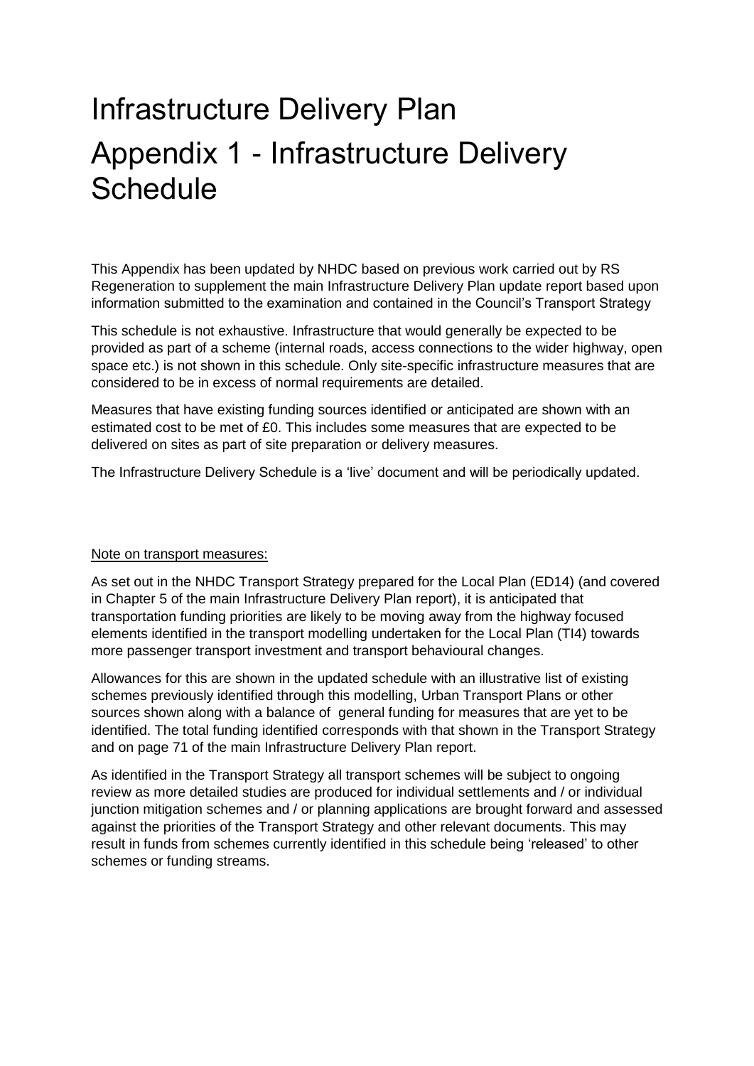# Infrastructure Delivery Plan

# Appendix 1 - Infrastructure Delivery Schedule

This Appendix has been updated by NHDC based on previous work carried out by RS Regeneration to supplement the main Infrastructure Delivery Plan update report based upon information submitted to the examination and contained in the Council's Transport Strategy

This schedule is not exhaustive. Infrastructure that would generally be expected to be provided as part of a scheme (internal roads, access connections to the wider highway, open space etc.) is not shown in this schedule. Only site-specific infrastructure measures that are considered to be in excess of normal requirements are detailed.

Measures that have existing funding sources identified or anticipated are shown with an estimated cost to be met of £0. This includes some measures that are expected to be delivered on sites as part of site preparation or delivery measures.

The Infrastructure Delivery Schedule is a 'live' document and will be periodically updated.

<u>Note on transport measures:</u>

As set out in the NHDC Transport Strategy prepared for the Local Plan (ED14) (and covered in Chapter 5 of the main Infrastructure Delivery Plan report), it is anticipated that transportation funding priorities are likely to be moving away from the highway focused elements identified in the transport modelling undertaken for the Local Plan (TI4) towards more passenger transport investment and transport behavioural changes.

Allowances for this are shown in the updated schedule with an illustrative list of existing schemes previously identified through this modelling, Urban Transport Plans or other sources shown along with a balance of general funding for measures that are yet to be identified. The total funding identified corresponds with that shown in the Transport Strategy and on page 71 of the main Infrastructure Delivery Plan report.

As identified in the Transport Strategy all transport schemes will be subject to ongoing review as more detailed studies are produced for individual settlements and / or individual junction mitigation schemes and / or planning applications are brought forward and assessed against the priorities of the Transport Strategy and other relevant documents. This may result in funds from schemes currently identified in this schedule being 'released' to other schemes or funding streams.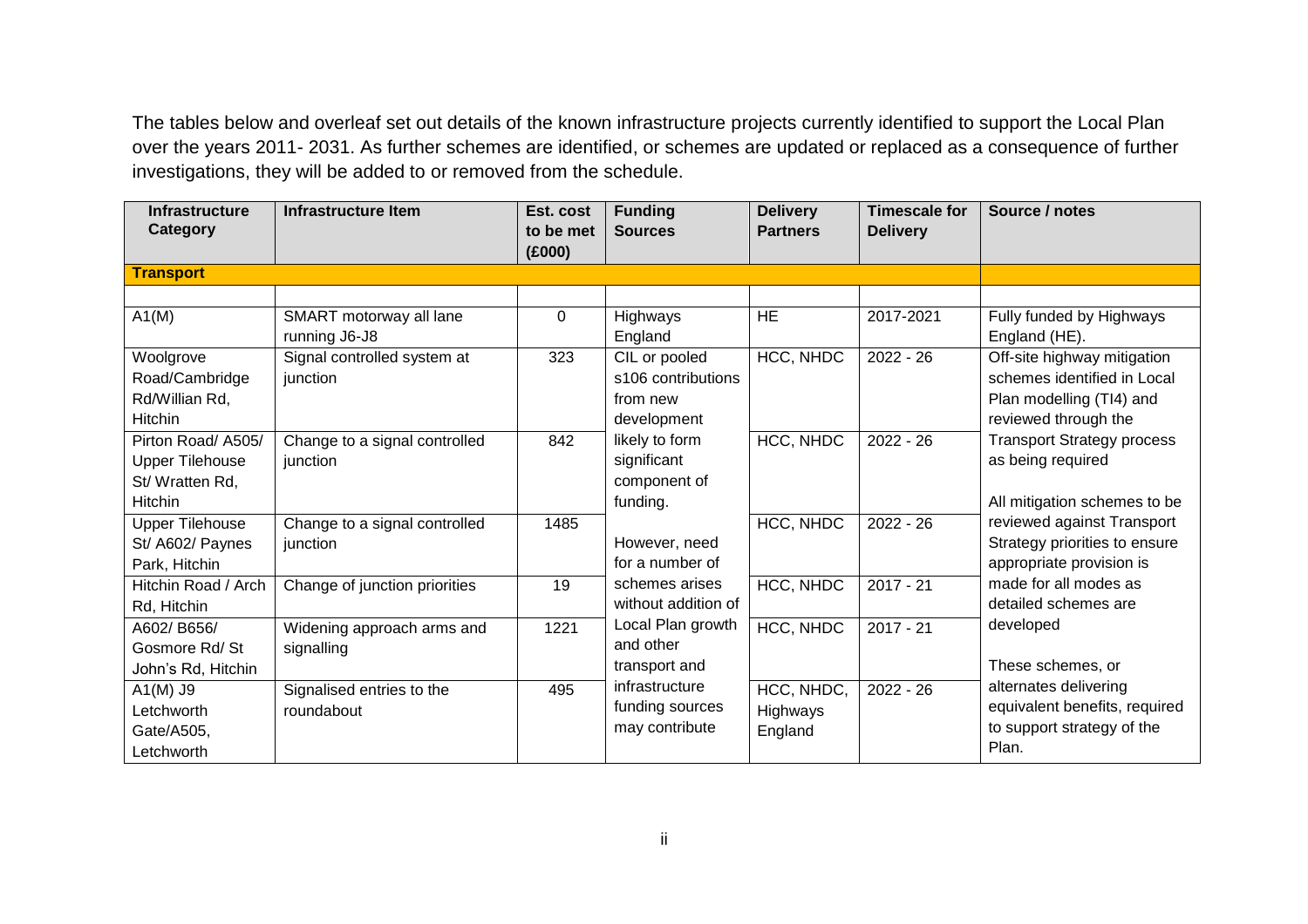The tables below and overleaf set out details of the known infrastructure projects currently identified to support the Local Plan over the years 2011- 2031. As further schemes are identified, or schemes are updated or replaced as a consequence of further investigations, they will be added to or removed from the schedule.

| Infrastructure Category | Infrastructure Item | Est. cost to be met (£000) | Funding Sources | Delivery Partners | Timescale for Delivery | Source / notes |
|---|---|---|---|---|---|---|
| **Transport** | | | | | | |
| | | | | | | |
| A1(M) | SMART motorway all lane running J6-J8 | 0 | Highways England | HE | 2017-2021 | Fully funded by Highways England (HE). |
| Woolgrove Road/Cambridge Rd/Willian Rd, Hitchin | Signal controlled system at junction | 323 | CIL or pooled s106 contributions from new development likely to form significant component of funding. However, need for a number of schemes arises without addition of Local Plan growth and other transport and infrastructure funding sources may contribute | HCC, NHDC | 2022 - 26 | Off-site highway mitigation schemes identified in Local Plan modelling (TI4) and reviewed through the Transport Strategy process as being required. All mitigation schemes to be reviewed against Transport Strategy priorities to ensure appropriate provision is made for all modes as detailed schemes are developed. These schemes, or alternates delivering equivalent benefits, required to support strategy of the Plan. |
| Pirton Road/ A505/ Upper Tilehouse St/ Wratten Rd, Hitchin | Change to a signal controlled junction | 842 | | HCC, NHDC | 2022 - 26 | |
| Upper Tilehouse St/ A602/ Paynes Park, Hitchin | Change to a signal controlled junction | 1485 | | HCC, NHDC | 2022 - 26 | |
| Hitchin Road / Arch Rd, Hitchin | Change of junction priorities | 19 | | HCC, NHDC | 2017 - 21 | |
| A602/ B656/ Gosmore Rd/ St John's Rd, Hitchin | Widening approach arms and signalling | 1221 | | HCC, NHDC | 2017 - 21 | |
| A1(M) J9 Letchworth Gate/A505, Letchworth | Signalised entries to the roundabout | 495 | | HCC, NHDC, Highways England | 2022 - 26 | |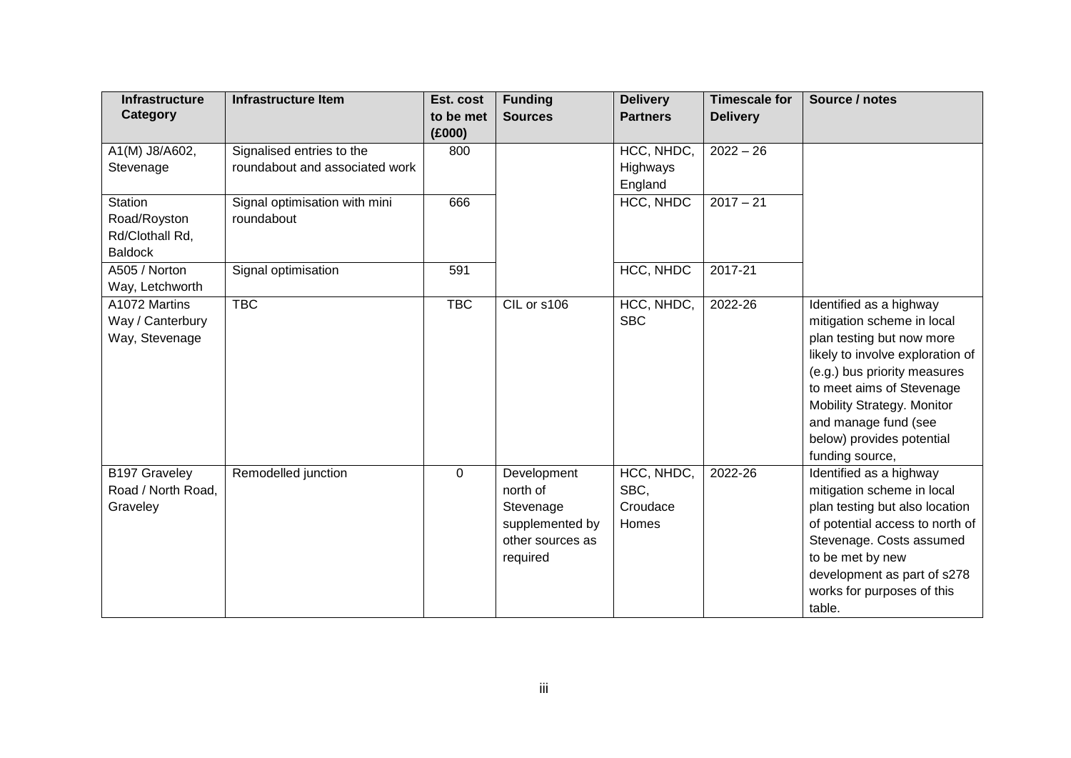| Infrastructure Category | Infrastructure Item | Est. cost to be met (£000) | Funding Sources | Delivery Partners | Timescale for Delivery | Source / notes |
|---|---|---|---|---|---|---|
| A1(M) J8/A602, Stevenage | Signalised entries to the roundabout and associated work | 800 | | HCC, NHDC, Highways England | 2022 – 26 | |
| Station Road/Royston Rd/Clothall Rd, Baldock | Signal optimisation with mini roundabout | 666 | | HCC, NHDC | 2017 – 21 | |
| A505 / Norton Way, Letchworth | Signal optimisation | 591 | | HCC, NHDC | 2017-21 | |
| A1072 Martins Way / Canterbury Way, Stevenage | TBC | TBC | CIL or s106 | HCC, NHDC, SBC | 2022-26 | Identified as a highway mitigation scheme in local plan testing but now more likely to involve exploration of (e.g.) bus priority measures to meet aims of Stevenage Mobility Strategy. Monitor and manage fund (see below) provides potential funding source, |
| B197 Graveley Road / North Road, Graveley | Remodelled junction | 0 | Development north of Stevenage supplemented by other sources as required | HCC, NHDC, SBC, Croudace Homes | 2022-26 | Identified as a highway mitigation scheme in local plan testing but also location of potential access to north of Stevenage. Costs assumed to be met by new development as part of s278 works for purposes of this table. |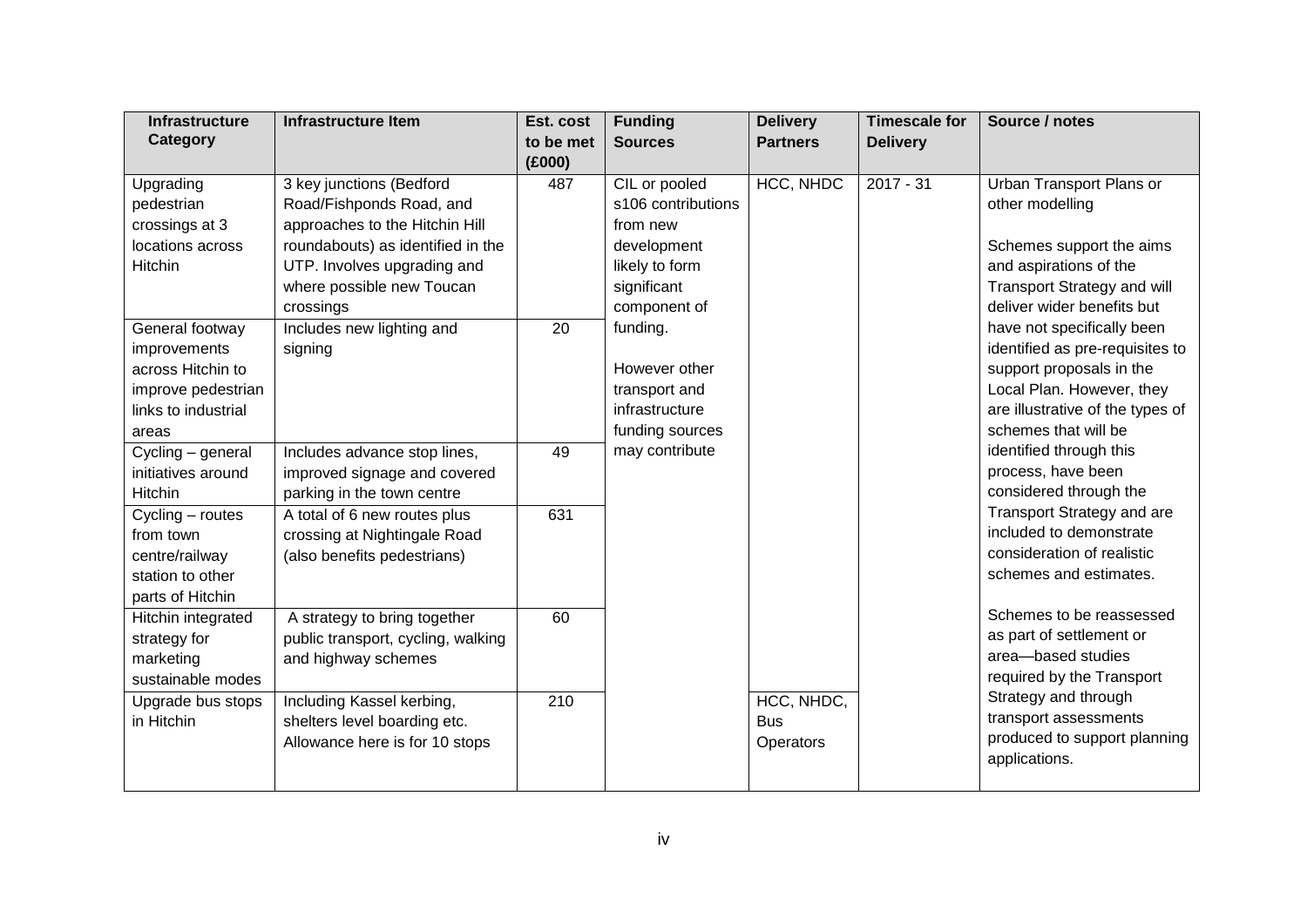| Infrastructure Category | Infrastructure Item | Est. cost to be met (£000) | Funding Sources | Delivery Partners | Timescale for Delivery | Source / notes |
|---|---|---|---|---|---|---|
| Upgrading pedestrian crossings at 3 locations across Hitchin | 3 key junctions (Bedford Road/Fishponds Road, and approaches to the Hitchin Hill roundabouts) as identified in the UTP. Involves upgrading and where possible new Toucan crossings | 487 | CIL or pooled s106 contributions from new development likely to form significant component of funding. However other transport and infrastructure funding sources may contribute | HCC, NHDC | 2017 - 31 | Urban Transport Plans or other modelling. Schemes support the aims and aspirations of the Transport Strategy and will deliver wider benefits but have not specifically been identified as pre-requisites to support proposals in the Local Plan. However, they are illustrative of the types of schemes that will be identified through this process, have been considered through the Transport Strategy and are included to demonstrate consideration of realistic schemes and estimates. Schemes to be reassessed as part of settlement or area—based studies required by the Transport Strategy and through transport assessments produced to support planning applications. |
| General footway improvements across Hitchin to improve pedestrian links to industrial areas | Includes new lighting and signing | 20 | | | | |
| Cycling – general initiatives around Hitchin | Includes advance stop lines, improved signage and covered parking in the town centre | 49 | | | | |
| Cycling – routes from town centre/railway station to other parts of Hitchin | A total of 6 new routes plus crossing at Nightingale Road (also benefits pedestrians) | 631 | | | | |
| Hitchin integrated strategy for marketing sustainable modes | A strategy to bring together public transport, cycling, walking and highway schemes | 60 | | | | |
| Upgrade bus stops in Hitchin | Including Kassel kerbing, shelters level boarding etc. Allowance here is for 10 stops | 210 | | HCC, NHDC, Bus Operators | | |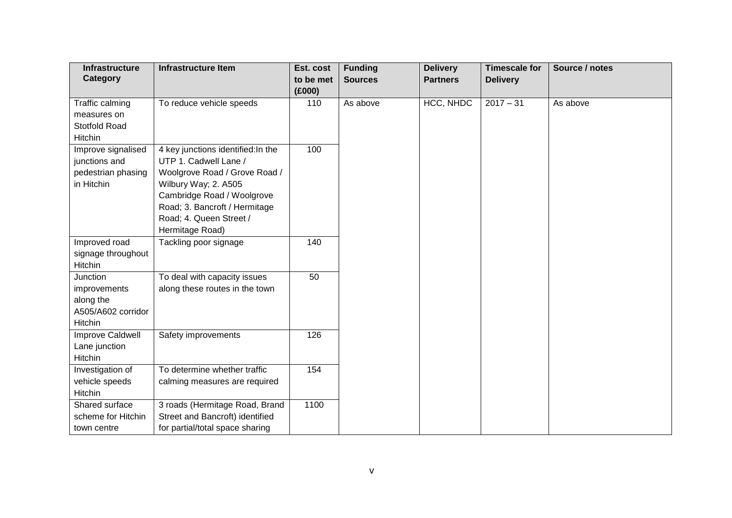| Infrastructure Category | Infrastructure Item | Est. cost to be met (£000) | Funding Sources | Delivery Partners | Timescale for Delivery | Source / notes |
|---|---|---|---|---|---|---|
| Traffic calming measures on Stotfold Road Hitchin | To reduce vehicle speeds | 110 | As above | HCC, NHDC | 2017 – 31 | As above |
| Improve signalised junctions and pedestrian phasing in Hitchin | 4 key junctions identified:In the UTP 1. Cadwell Lane / Woolgrove Road / Grove Road / Wilbury Way; 2. A505 Cambridge Road / Woolgrove Road; 3. Bancroft / Hermitage Road; 4. Queen Street / Hermitage Road) | 100 | | | | |
| Improved road signage throughout Hitchin | Tackling poor signage | 140 | | | | |
| Junction improvements along the A505/A602 corridor Hitchin | To deal with capacity issues along these routes in the town | 50 | | | | |
| Improve Caldwell Lane junction Hitchin | Safety improvements | 126 | | | | |
| Investigation of vehicle speeds Hitchin | To determine whether traffic calming measures are required | 154 | | | | |
| Shared surface scheme for Hitchin town centre | 3 roads (Hermitage Road, Brand Street and Bancroft) identified for partial/total space sharing | 1100 | | | | |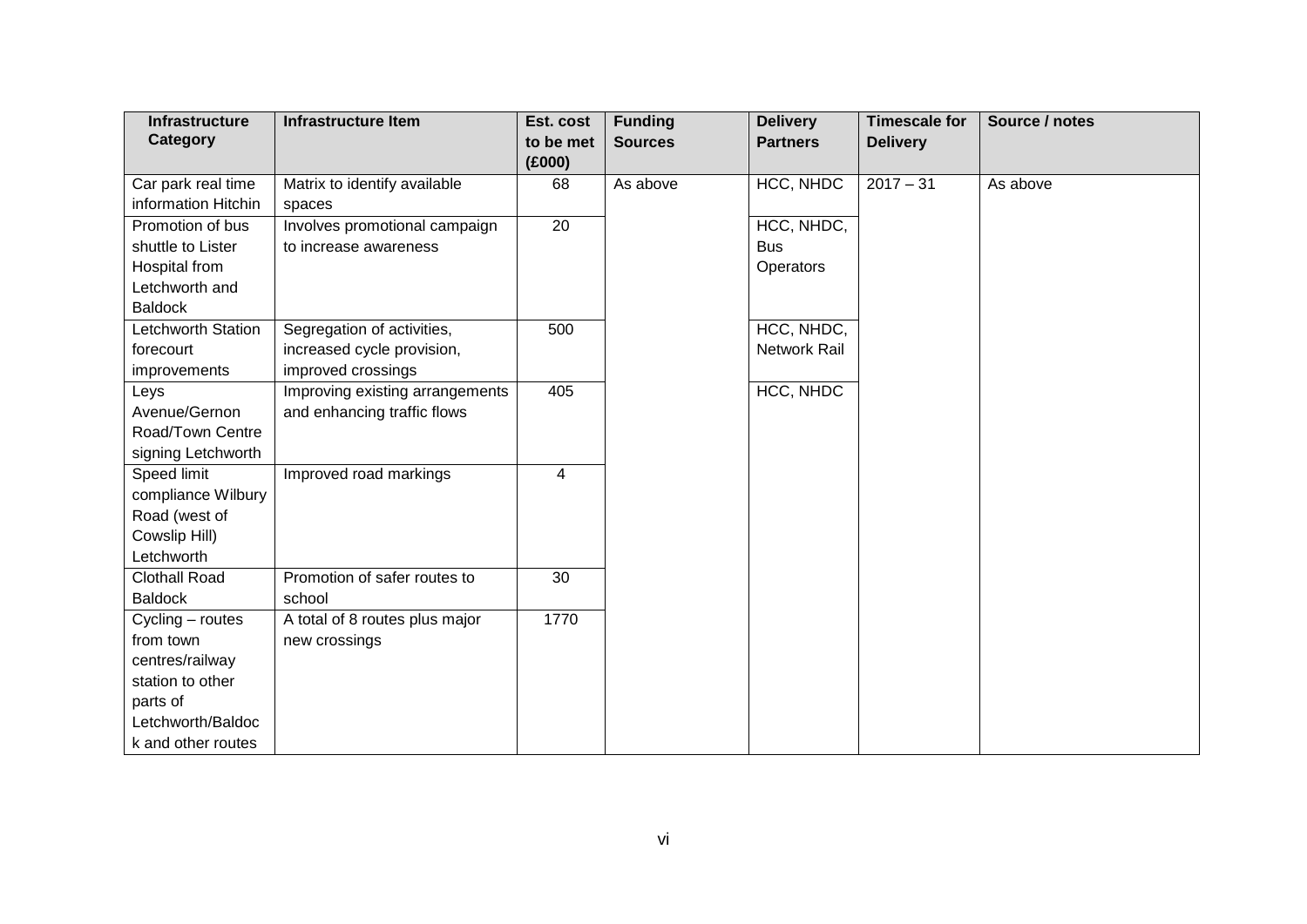| Infrastructure Category | Infrastructure Item | Est. cost to be met (£000) | Funding Sources | Delivery Partners | Timescale for Delivery | Source / notes |
| --- | --- | --- | --- | --- | --- | --- |
| Car park real time information Hitchin | Matrix to identify available spaces | 68 | As above | HCC, NHDC | 2017 – 31 | As above |
| Promotion of bus shuttle to Lister Hospital from Letchworth and Baldock | Involves promotional campaign to increase awareness | 20 | | HCC, NHDC, Bus Operators | | |
| Letchworth Station forecourt improvements | Segregation of activities, increased cycle provision, improved crossings | 500 | | HCC, NHDC, Network Rail | | |
| Leys Avenue/Gernon Road/Town Centre signing Letchworth | Improving existing arrangements and enhancing traffic flows | 405 | | HCC, NHDC | | |
| Speed limit compliance Wilbury Road (west of Cowslip Hill) Letchworth | Improved road markings | 4 | | | | |
| Clothall Road Baldock | Promotion of safer routes to school | 30 | | | | |
| Cycling – routes from town centres/railway station to other parts of Letchworth/Baldock and other routes | A total of 8 routes plus major new crossings | 1770 | | | | |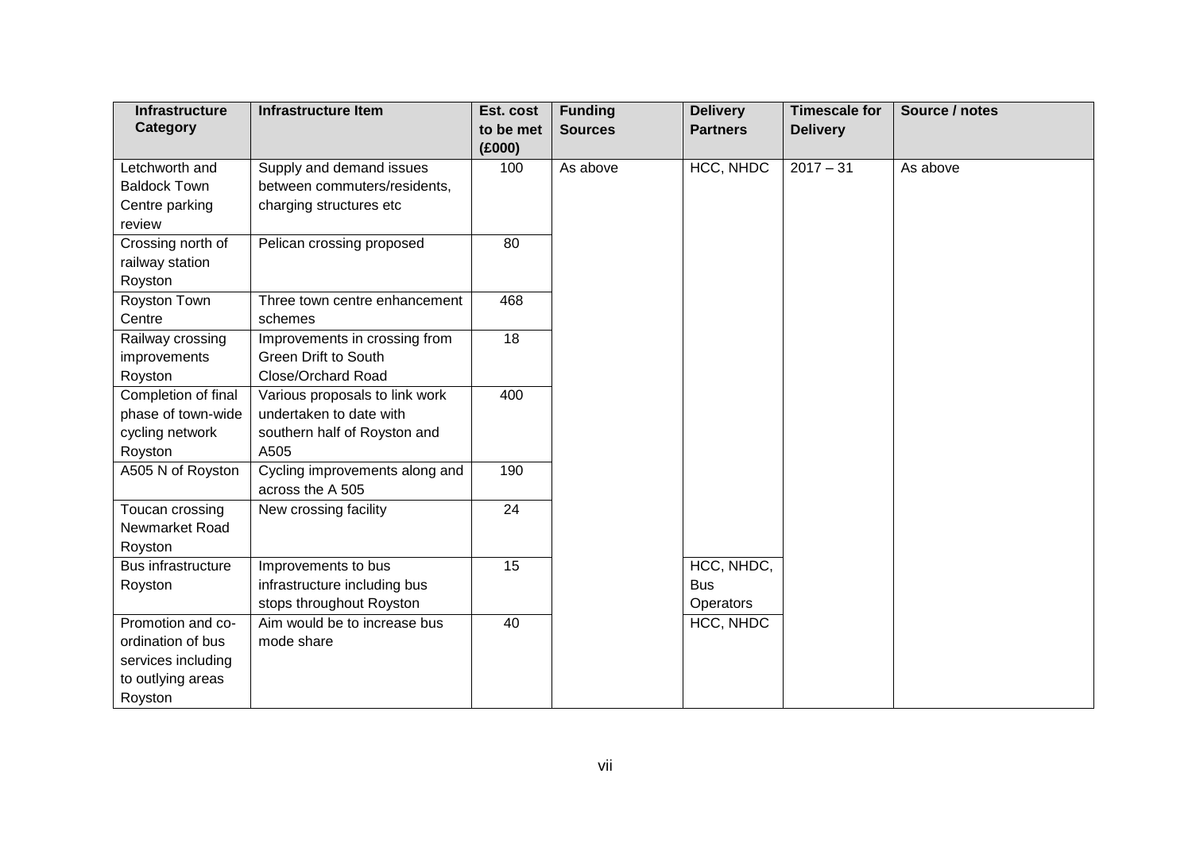| Infrastructure Category | Infrastructure Item | Est. cost to be met (£000) | Funding Sources | Delivery Partners | Timescale for Delivery | Source / notes |
|---|---|---|---|---|---|---|
| Letchworth and Baldock Town Centre parking review | Supply and demand issues between commuters/residents, charging structures etc | 100 | As above | HCC, NHDC | 2017 – 31 | As above |
| Crossing north of railway station Royston | Pelican crossing proposed | 80 | | | | |
| Royston Town Centre | Three town centre enhancement schemes | 468 | | | | |
| Railway crossing improvements Royston | Improvements in crossing from Green Drift to South Close/Orchard Road | 18 | | | | |
| Completion of final phase of town-wide cycling network Royston | Various proposals to link work undertaken to date with southern half of Royston and A505 | 400 | | | | |
| A505 N of Royston | Cycling improvements along and across the A 505 | 190 | | | | |
| Toucan crossing Newmarket Road Royston | New crossing facility | 24 | | | | |
| Bus infrastructure Royston | Improvements to bus infrastructure including bus stops throughout Royston | 15 | | HCC, NHDC, Bus Operators | | |
| Promotion and co-ordination of bus services including to outlying areas Royston | Aim would be to increase bus mode share | 40 | | HCC, NHDC | | |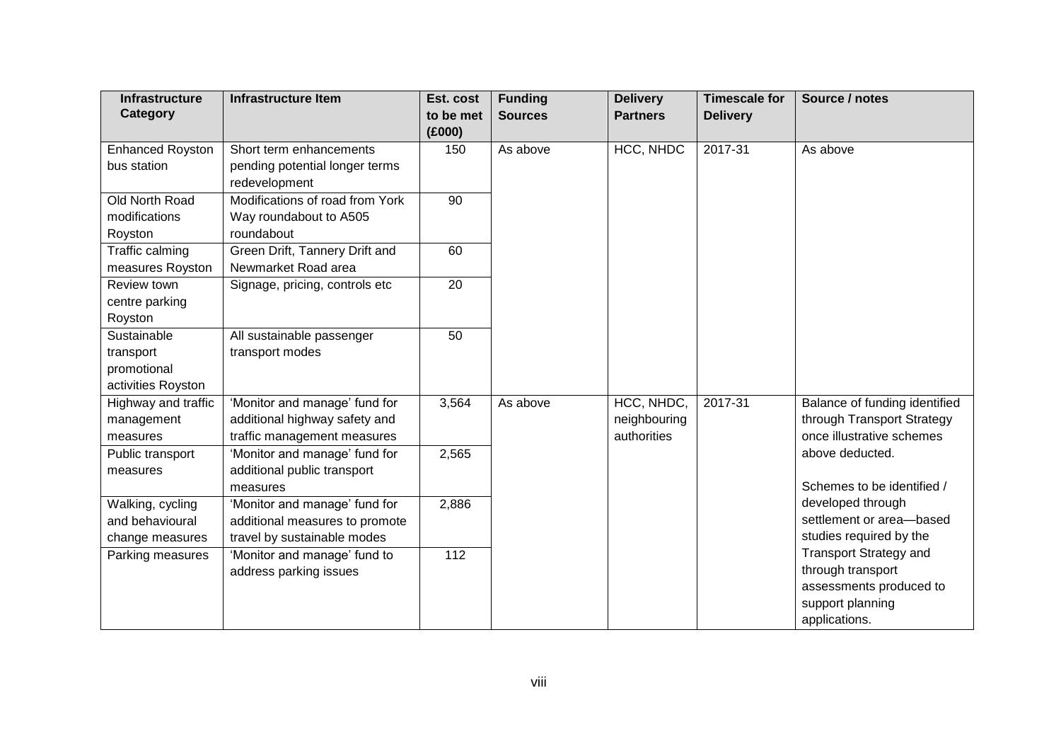| Infrastructure Category | Infrastructure Item | Est. cost to be met (£000) | Funding Sources | Delivery Partners | Timescale for Delivery | Source / notes |
| --- | --- | --- | --- | --- | --- | --- |
| Enhanced Royston bus station | Short term enhancements pending potential longer terms redevelopment | 150 | As above | HCC, NHDC | 2017-31 | As above |
| Old North Road modifications Royston | Modifications of road from York Way roundabout to A505 roundabout | 90 | | | | |
| Traffic calming measures Royston | Green Drift, Tannery Drift and Newmarket Road area | 60 | | | | |
| Review town centre parking Royston | Signage, pricing, controls etc | 20 | | | | |
| Sustainable transport promotional activities Royston | All sustainable passenger transport modes | 50 | | | | |
| Highway and traffic management measures | 'Monitor and manage' fund for additional highway safety and traffic management measures | 3,564 | As above | HCC, NHDC, neighbouring authorities | 2017-31 | Balance of funding identified through Transport Strategy once illustrative schemes above deducted.<br><br>Schemes to be identified / developed through settlement or area—based studies required by the Transport Strategy and through transport assessments produced to support planning applications. |
| Public transport measures | 'Monitor and manage' fund for additional public transport measures | 2,565 | | | | |
| Walking, cycling and behavioural change measures | 'Monitor and manage' fund for additional measures to promote travel by sustainable modes | 2,886 | | | | |
| Parking measures | 'Monitor and manage' fund to address parking issues | 112 | | | | |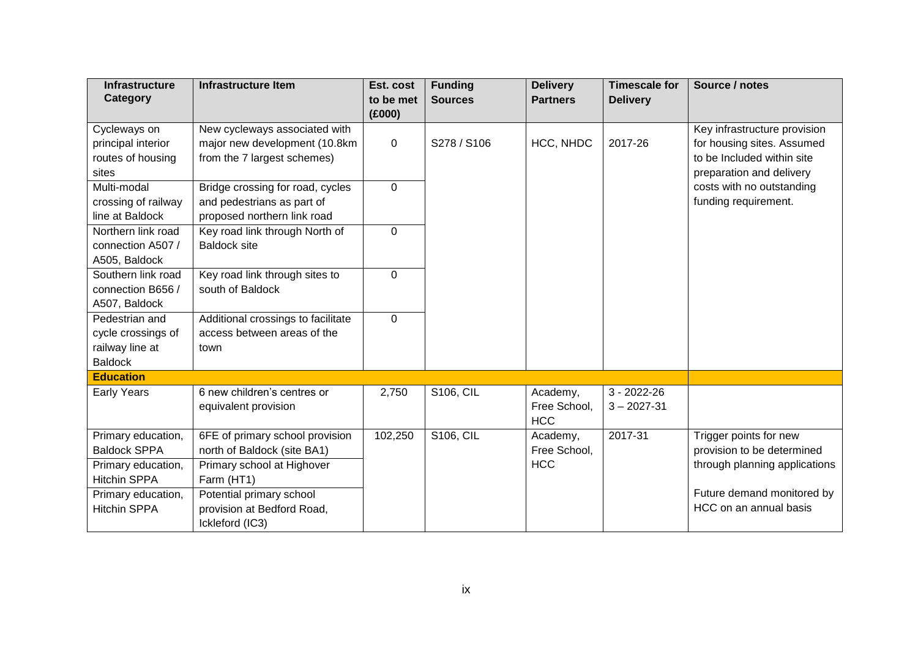| Infrastructure Category | Infrastructure Item | Est. cost to be met (£000) | Funding Sources | Delivery Partners | Timescale for Delivery | Source / notes |
|---|---|---|---|---|---|---|
| Cycleways on principal interior routes of housing sites | New cycleways associated with major new development (10.8km from the 7 largest schemes) | 0 | S278 / S106 | HCC, NHDC | 2017-26 | Key infrastructure provision for housing sites. Assumed to be Included within site preparation and delivery costs with no outstanding funding requirement. |
| Multi-modal crossing of railway line at Baldock | Bridge crossing for road, cycles and pedestrians as part of proposed northern link road | 0 | | | | |
| Northern link road connection A507 / A505, Baldock | Key road link through North of Baldock site | 0 | | | | |
| Southern link road connection B656 / A507, Baldock | Key road link through sites to south of Baldock | 0 | | | | |
| Pedestrian and cycle crossings of railway line at Baldock | Additional crossings to facilitate access between areas of the town | 0 | | | | |
| **Education** | | | | | | |
| Early Years | 6 new children's centres or equivalent provision | 2,750 | S106, CIL | Academy, Free School, HCC | 3 - 2022-26<br>3 – 2027-31 | |
| Primary education, Baldock SPPA | 6FE of primary school provision north of Baldock (site BA1) | 102,250 | S106, CIL | Academy, Free School, HCC | 2017-31 | Trigger points for new provision to be determined through planning applications<br><br>Future demand monitored by HCC on an annual basis |
| Primary education, Hitchin SPPA | Primary school at Highover Farm (HT1) | | | | | |
| Primary education, Hitchin SPPA | Potential primary school provision at Bedford Road, Ickleford (IC3) | | | | | |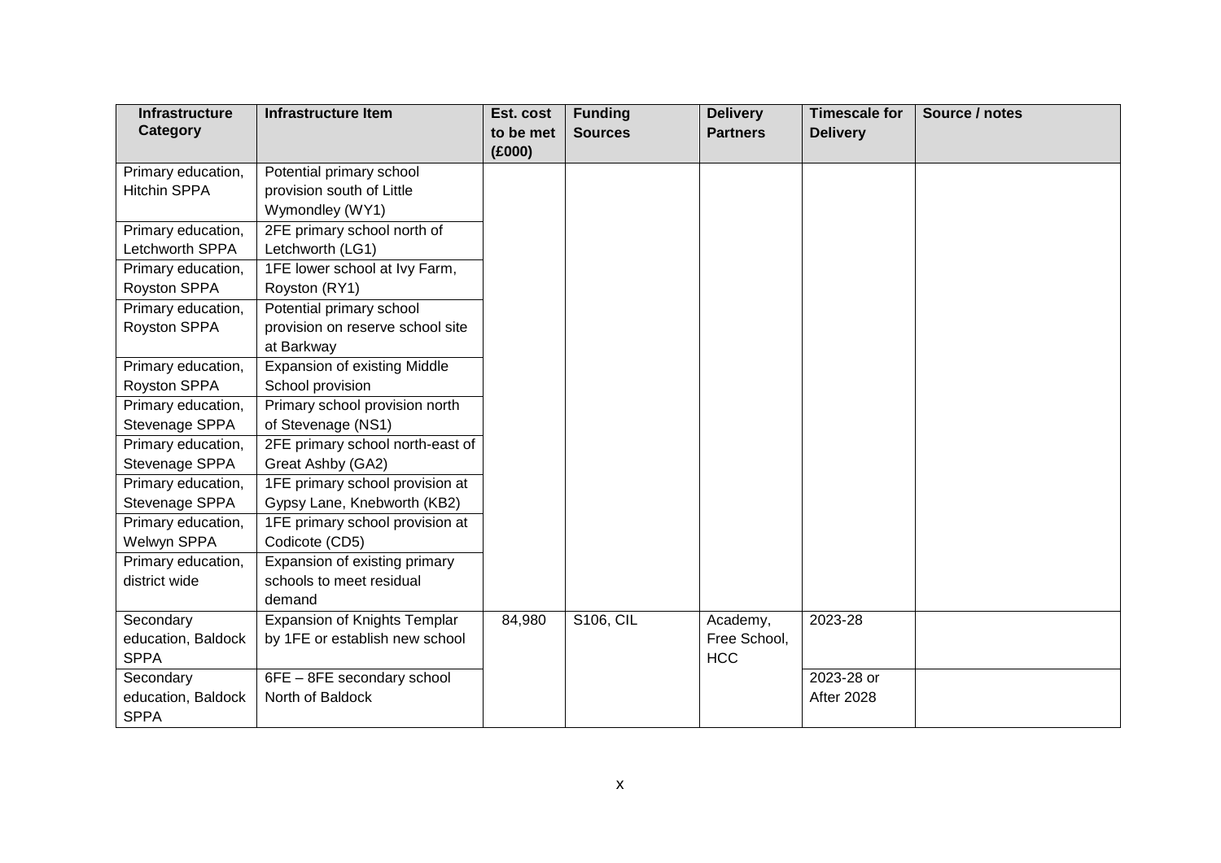| Infrastructure Category | Infrastructure Item | Est. cost to be met (£000) | Funding Sources | Delivery Partners | Timescale for Delivery | Source / notes |
|---|---|---|---|---|---|---|
| Primary education, Hitchin SPPA | Potential primary school provision south of Little Wymondley (WY1) | | | | | |
| Primary education, Letchworth SPPA | 2FE primary school north of Letchworth (LG1) | | | | | |
| Primary education, Royston SPPA | 1FE lower school at Ivy Farm, Royston (RY1) | | | | | |
| Primary education, Royston SPPA | Potential primary school provision on reserve school site at Barkway | | | | | |
| Primary education, Royston SPPA | Expansion of existing Middle School provision | | | | | |
| Primary education, Stevenage SPPA | Primary school provision north of Stevenage (NS1) | | | | | |
| Primary education, Stevenage SPPA | 2FE primary school north-east of Great Ashby (GA2) | | | | | |
| Primary education, Stevenage SPPA | 1FE primary school provision at Gypsy Lane, Knebworth (KB2) | | | | | |
| Primary education, Welwyn SPPA | 1FE primary school provision at Codicote (CD5) | | | | | |
| Primary education, district wide | Expansion of existing primary schools to meet residual demand | | | | | |
| Secondary education, Baldock SPPA | Expansion of Knights Templar by 1FE or establish new school | 84,980 | S106, CIL | Academy, Free School, HCC | 2023-28 | |
| Secondary education, Baldock SPPA | 6FE – 8FE secondary school North of Baldock | | | | 2023-28 or After 2028 | |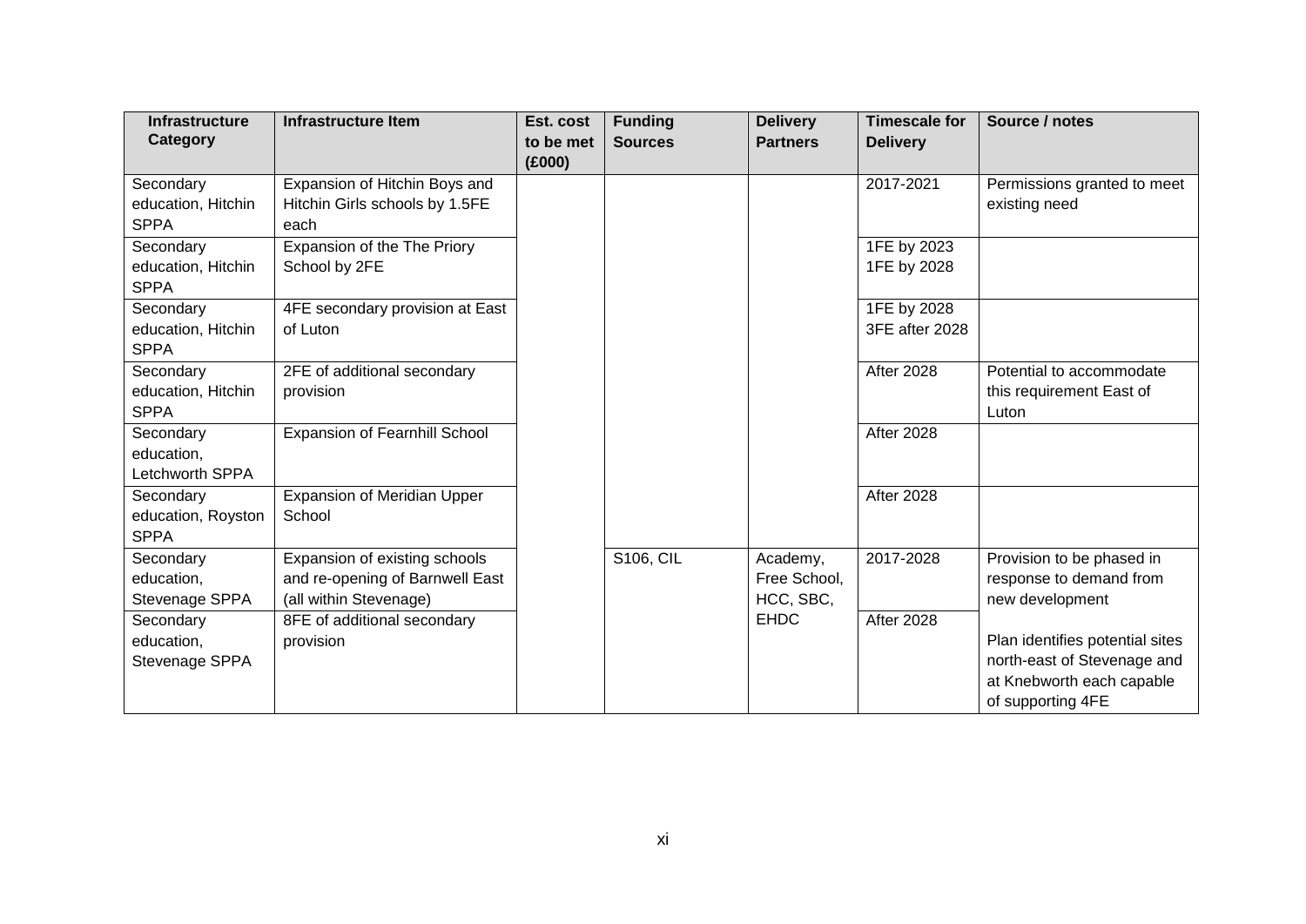| Infrastructure Category | Infrastructure Item | Est. cost to be met (£000) | Funding Sources | Delivery Partners | Timescale for Delivery | Source / notes |
|---|---|---|---|---|---|---|
| Secondary education, Hitchin SPPA | Expansion of Hitchin Boys and Hitchin Girls schools by 1.5FE each | | | | 2017-2021 | Permissions granted to meet existing need |
| Secondary education, Hitchin SPPA | Expansion of the The Priory School by 2FE | | | | 1FE by 2023<br>1FE by 2028 | |
| Secondary education, Hitchin SPPA | 4FE secondary provision at East of Luton | | | | 1FE by 2028<br>3FE after 2028 | |
| Secondary education, Hitchin SPPA | 2FE of additional secondary provision | | | | After 2028 | Potential to accommodate this requirement East of Luton |
| Secondary education, Letchworth SPPA | Expansion of Fearnhill School | | | | After 2028 | |
| Secondary education, Royston SPPA | Expansion of Meridian Upper School | | | | After 2028 | |
| Secondary education, Stevenage SPPA | Expansion of existing schools and re-opening of Barnwell East (all within Stevenage) | | S106, CIL | Academy, Free School, HCC, SBC, EHDC | 2017-2028 | Provision to be phased in response to demand from new development |
| Secondary education, Stevenage SPPA | 8FE of additional secondary provision | | | | After 2028 | Plan identifies potential sites north-east of Stevenage and at Knebworth each capable of supporting 4FE |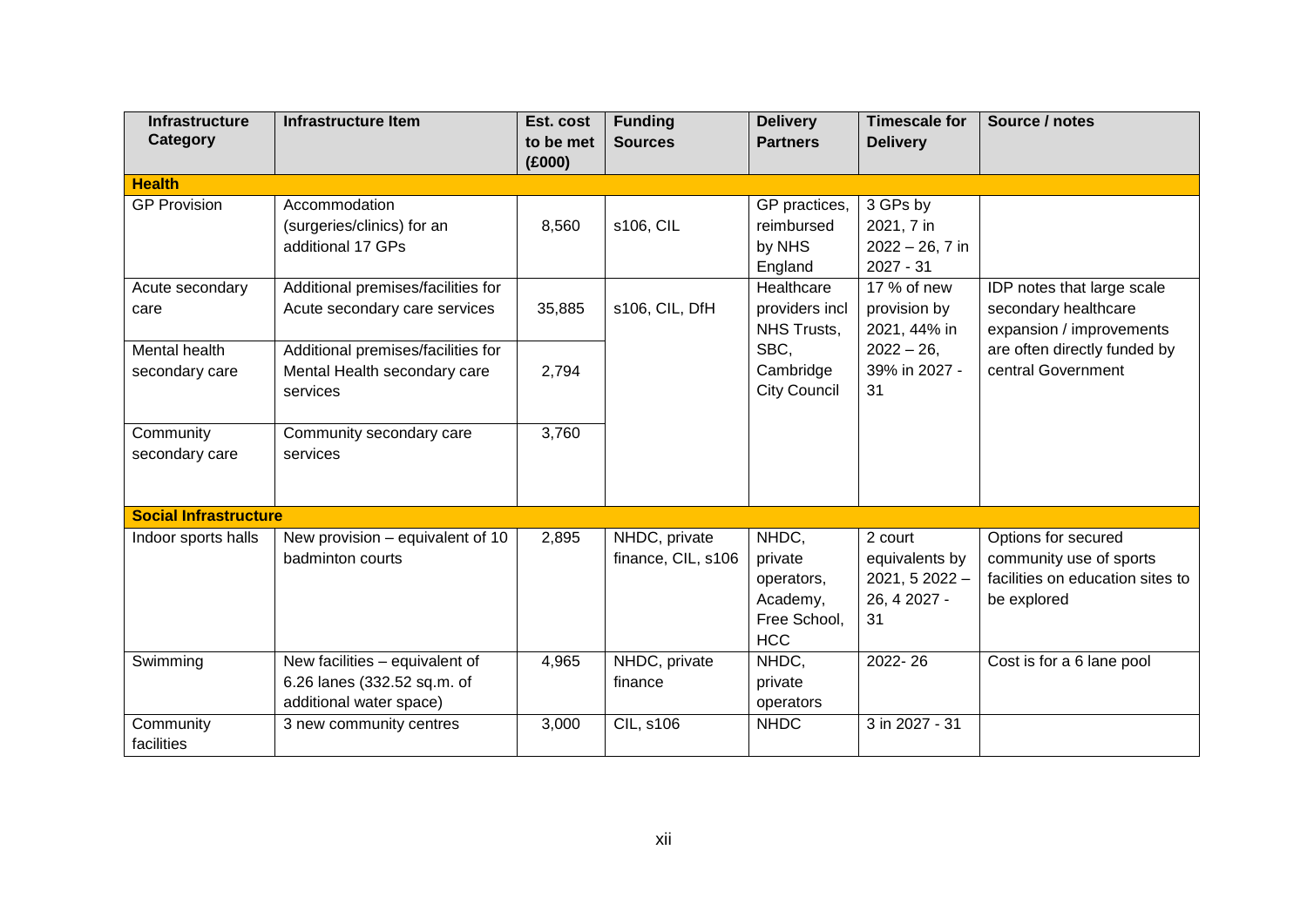| Infrastructure Category | Infrastructure Item | Est. cost to be met (£000) | Funding Sources | Delivery Partners | Timescale for Delivery | Source / notes |
|---|---|---|---|---|---|---|
| **Health** | | | | | | |
| GP Provision | Accommodation (surgeries/clinics) for an additional 17 GPs | 8,560 | s106, CIL | GP practices, reimbursed by NHS England | 3 GPs by 2021, 7 in 2022 – 26, 7 in 2027 - 31 | |
| Acute secondary care | Additional premises/facilities for Acute secondary care services | 35,885 | s106, CIL, DfH | Healthcare providers incl NHS Trusts, SBC, Cambridge City Council | 17 % of new provision by 2021, 44% in 2022 – 26, 39% in 2027 - 31 | IDP notes that large scale secondary healthcare expansion / improvements are often directly funded by central Government |
| Mental health secondary care | Additional premises/facilities for Mental Health secondary care services | 2,794 | | | | |
| Community secondary care | Community secondary care services | 3,760 | | | | |
| **Social Infrastructure** | | | | | | |
| Indoor sports halls | New provision – equivalent of 10 badminton courts | 2,895 | NHDC, private finance, CIL, s106 | NHDC, private operators, Academy, Free School, HCC | 2 court equivalents by 2021, 5 2022 – 26, 4 2027 - 31 | Options for secured community use of sports facilities on education sites to be explored |
| Swimming | New facilities – equivalent of 6.26 lanes (332.52 sq.m. of additional water space) | 4,965 | NHDC, private finance | NHDC, private operators | 2022- 26 | Cost is for a 6 lane pool |
| Community facilities | 3 new community centres | 3,000 | CIL, s106 | NHDC | 3 in 2027 - 31 | |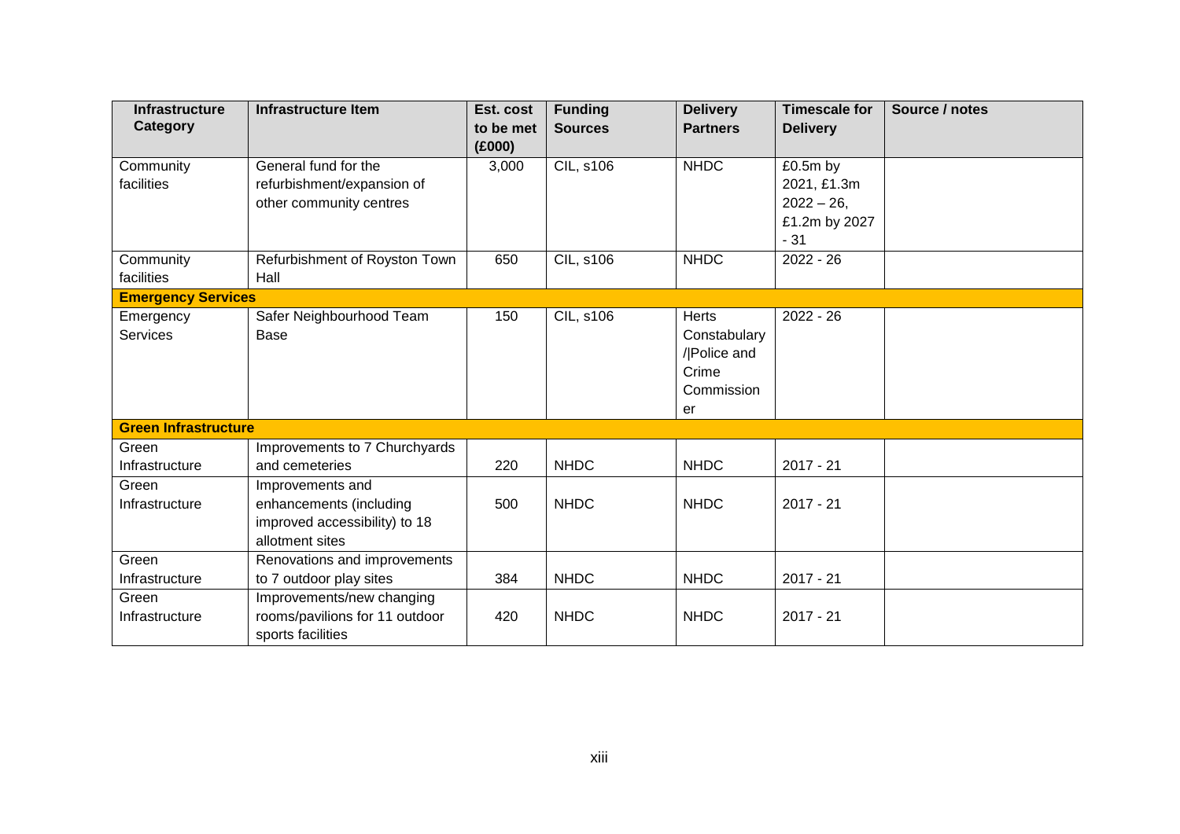| Infrastructure Category | Infrastructure Item | Est. cost to be met (£000) | Funding Sources | Delivery Partners | Timescale for Delivery | Source / notes |
|---|---|---|---|---|---|---|
| Community facilities | General fund for the refurbishment/expansion of other community centres | 3,000 | CIL, s106 | NHDC | £0.5m by 2021, £1.3m 2022 – 26, £1.2m by 2027 - 31 | |
| Community facilities | Refurbishment of Royston Town Hall | 650 | CIL, s106 | NHDC | 2022 - 26 | |
| **Emergency Services** | | | | | | |
| Emergency Services | Safer Neighbourhood Team Base | 150 | CIL, s106 | Herts Constabulary /\|Police and Crime Commissioner | 2022 - 26 | |
| **Green Infrastructure** | | | | | | |
| Green Infrastructure | Improvements to 7 Churchyards and cemeteries | 220 | NHDC | NHDC | 2017 - 21 | |
| Green Infrastructure | Improvements and enhancements (including improved accessibility) to 18 allotment sites | 500 | NHDC | NHDC | 2017 - 21 | |
| Green Infrastructure | Renovations and improvements to 7 outdoor play sites | 384 | NHDC | NHDC | 2017 - 21 | |
| Green Infrastructure | Improvements/new changing rooms/pavilions for 11 outdoor sports facilities | 420 | NHDC | NHDC | 2017 - 21 | |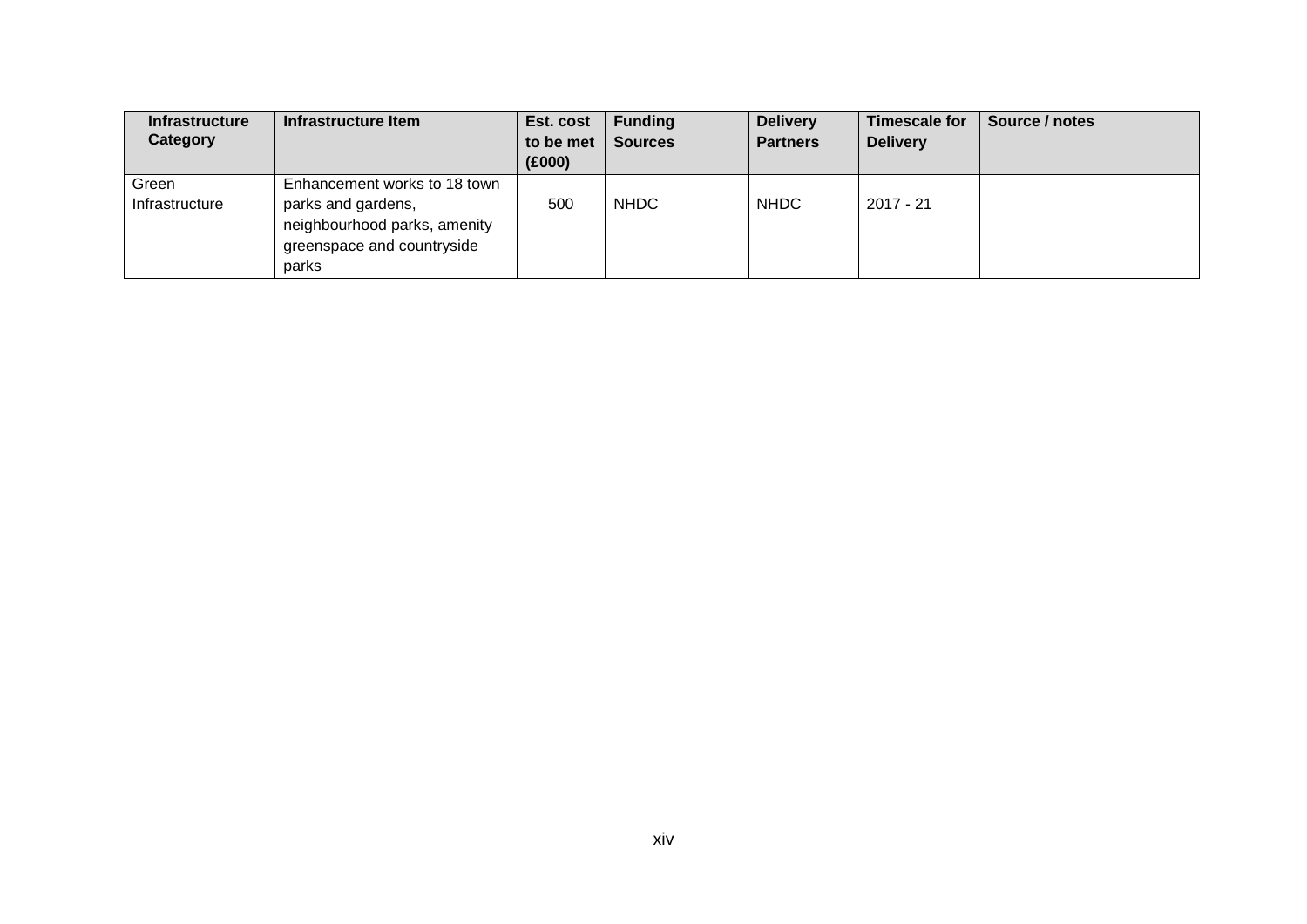| Infrastructure Category | Infrastructure Item | Est. cost to be met (£000) | Funding Sources | Delivery Partners | Timescale for Delivery | Source / notes |
|---|---|---|---|---|---|---|
| Green Infrastructure | Enhancement works to 18 town parks and gardens, neighbourhood parks, amenity greenspace and countryside parks | 500 | NHDC | NHDC | 2017 - 21 | |